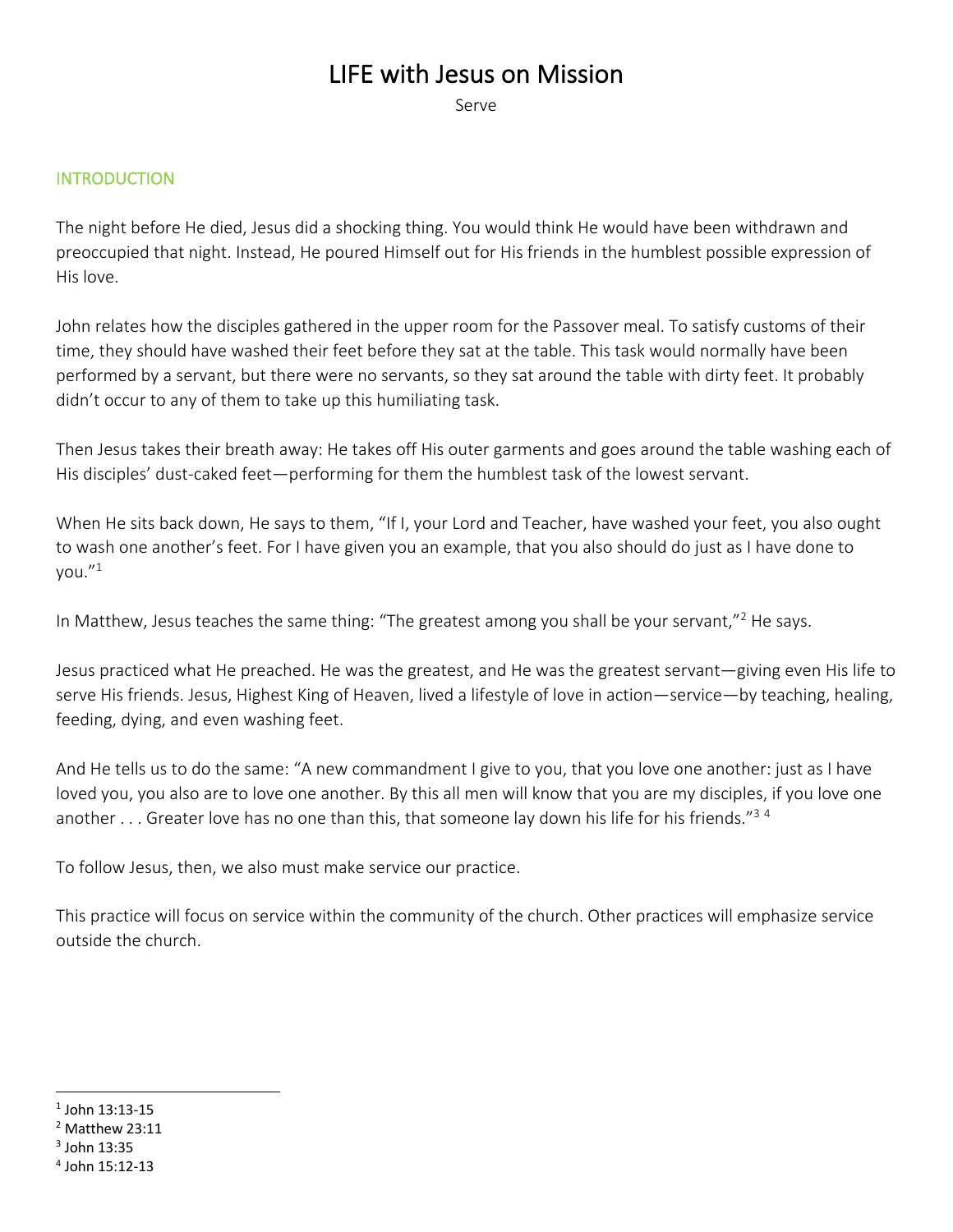# LIFE with Jesus on Mission

Serve

## INTRODUCTION

The night before He died, Jesus did a shocking thing. You would think He would have been withdrawn and preoccupied that night. Instead, He poured Himself out for His friends in the humblest possible expression of His love.

John relates how the disciples gathered in the upper room for the Passover meal. To satisfy customs of their time, they should have washed their feet before they sat at the table. This task would normally have been performed by a servant, but there were no servants, so they sat around the table with dirty feet. It probably didn't occur to any of them to take up this humiliating task.

Then Jesus takes their breath away: He takes off His outer garments and goes around the table washing each of His disciples' dust-caked feet—performing for them the humblest task of the lowest servant.

When He sits back down, He says to them, "If I, your Lord and Teacher, have washed your feet, you also ought to wash one another's feet. For I have given you an example, that you also should do just as I have done to you."[1]

In Matthew, Jesus teaches the same thing: "The greatest among you shall be your servant,"[2] He says.

Jesus practiced what He preached. He was the greatest, and He was the greatest servant—giving even His life to serve His friends. Jesus, Highest King of Heaven, lived a lifestyle of love in action—service—by teaching, healing, feeding, dying, and even washing feet.

And He tells us to do the same: "A new commandment I give to you, that you love one another: just as I have loved you, you also are to love one another. By this all men will know that you are my disciples, if you love one another . . . Greater love has no one than this, that someone lay down his life for his friends."[3] [4]

To follow Jesus, then, we also must make service our practice.

This practice will focus on service within the community of the church. Other practices will emphasize service outside the church.

---

[1] John 13:13-15
[2] Matthew 23:11
[3] John 13:35
[4] John 15:12-13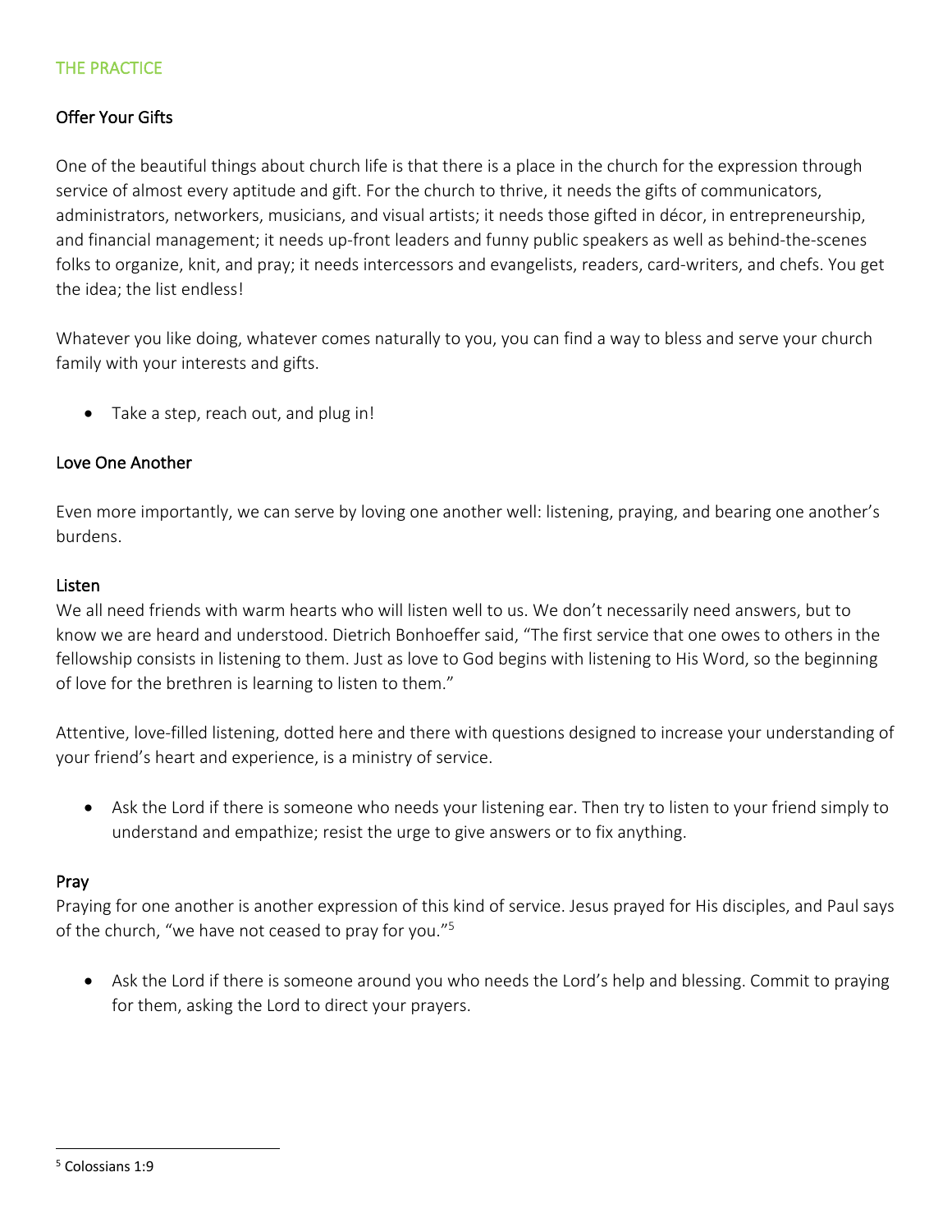## THE PRACTICE

### Offer Your Gifts

One of the beautiful things about church life is that there is a place in the church for the expression through service of almost every aptitude and gift. For the church to thrive, it needs the gifts of communicators, administrators, networkers, musicians, and visual artists; it needs those gifted in décor, in entrepreneurship, and financial management; it needs up-front leaders and funny public speakers as well as behind-the-scenes folks to organize, knit, and pray; it needs intercessors and evangelists, readers, card-writers, and chefs. You get the idea; the list endless!

Whatever you like doing, whatever comes naturally to you, you can find a way to bless and serve your church family with your interests and gifts.

- Take a step, reach out, and plug in!

### Love One Another

Even more importantly, we can serve by loving one another well: listening, praying, and bearing one another's burdens.

#### Listen

We all need friends with warm hearts who will listen well to us. We don't necessarily need answers, but to know we are heard and understood. Dietrich Bonhoeffer said, "The first service that one owes to others in the fellowship consists in listening to them. Just as love to God begins with listening to His Word, so the beginning of love for the brethren is learning to listen to them."

Attentive, love-filled listening, dotted here and there with questions designed to increase your understanding of your friend's heart and experience, is a ministry of service.

- Ask the Lord if there is someone who needs your listening ear. Then try to listen to your friend simply to understand and empathize; resist the urge to give answers or to fix anything.

#### Pray

Praying for one another is another expression of this kind of service. Jesus prayed for His disciples, and Paul says of the church, "we have not ceased to pray for you."[5]

- Ask the Lord if there is someone around you who needs the Lord's help and blessing. Commit to praying for them, asking the Lord to direct your prayers.

---

[5] Colossians 1:9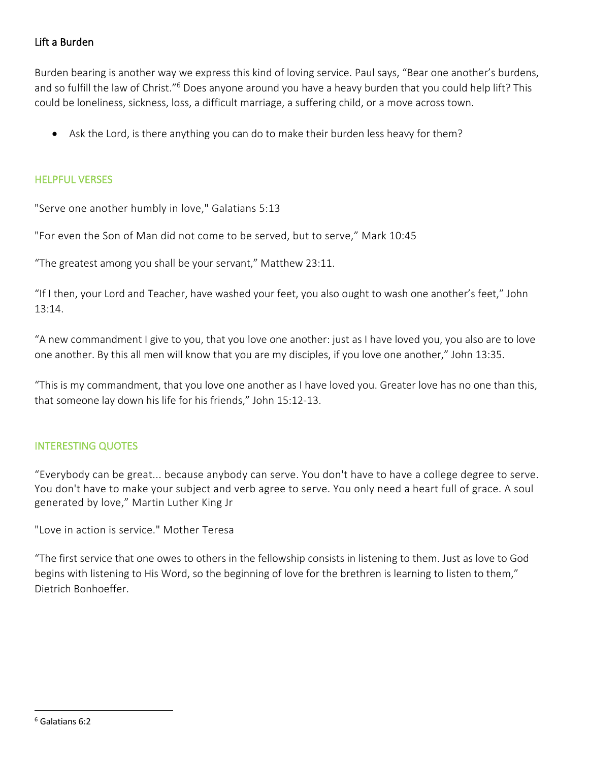### Lift a Burden

Burden bearing is another way we express this kind of loving service. Paul says, "Bear one another's burdens, and so fulfill the law of Christ."[6] Does anyone around you have a heavy burden that you could help lift? This could be loneliness, sickness, loss, a difficult marriage, a suffering child, or a move across town.

- Ask the Lord, is there anything you can do to make their burden less heavy for them?

## HELPFUL VERSES

"Serve one another humbly in love," Galatians 5:13

"For even the Son of Man did not come to be served, but to serve," Mark 10:45

"The greatest among you shall be your servant," Matthew 23:11.

"If I then, your Lord and Teacher, have washed your feet, you also ought to wash one another's feet," John 13:14.

"A new commandment I give to you, that you love one another: just as I have loved you, you also are to love one another. By this all men will know that you are my disciples, if you love one another," John 13:35.

"This is my commandment, that you love one another as I have loved you. Greater love has no one than this, that someone lay down his life for his friends," John 15:12-13.

## INTERESTING QUOTES

"Everybody can be great... because anybody can serve. You don't have to have a college degree to serve. You don't have to make your subject and verb agree to serve. You only need a heart full of grace. A soul generated by love," Martin Luther King Jr

"Love in action is service." Mother Teresa

"The first service that one owes to others in the fellowship consists in listening to them. Just as love to God begins with listening to His Word, so the beginning of love for the brethren is learning to listen to them," Dietrich Bonhoeffer.

---

[6] Galatians 6:2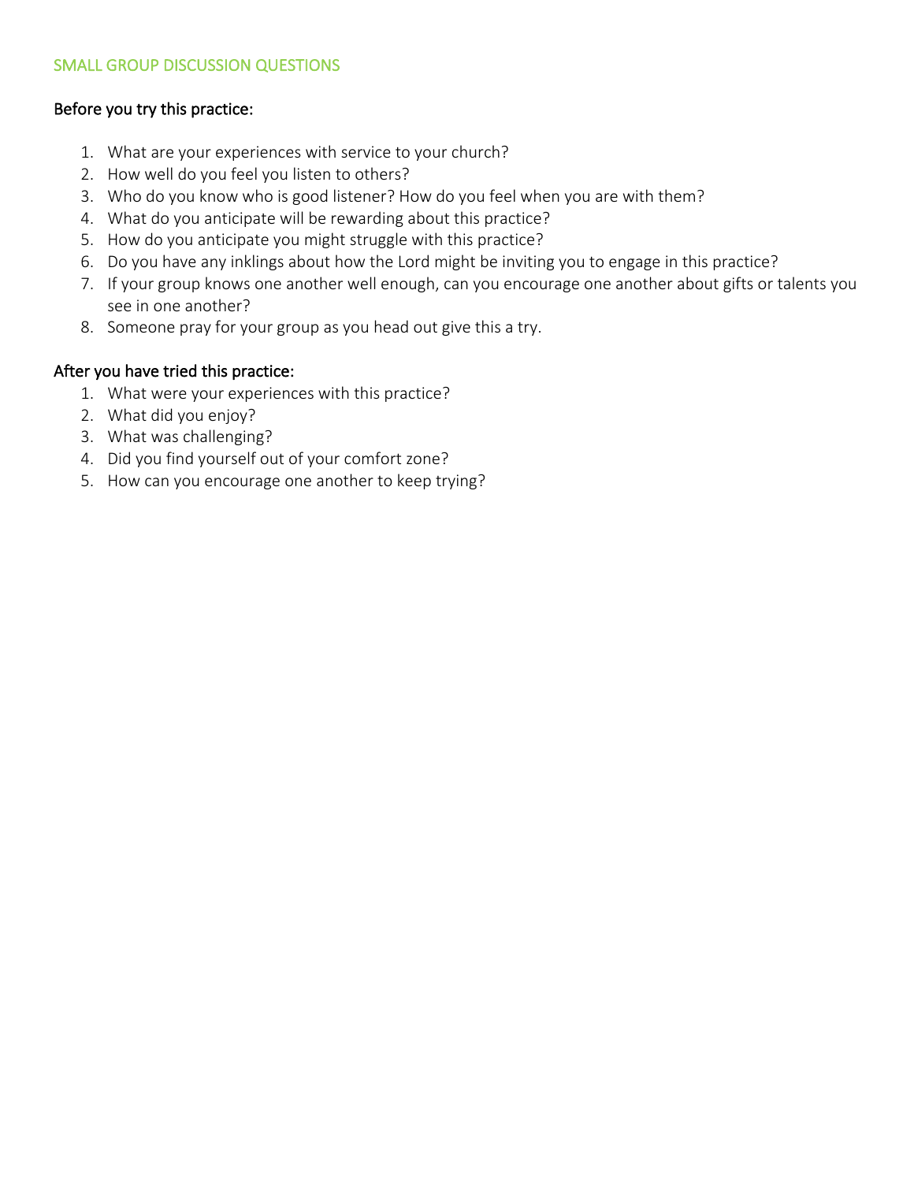## SMALL GROUP DISCUSSION QUESTIONS

### Before you try this practice:

1. What are your experiences with service to your church?
2. How well do you feel you listen to others?
3. Who do you know who is good listener? How do you feel when you are with them?
4. What do you anticipate will be rewarding about this practice?
5. How do you anticipate you might struggle with this practice?
6. Do you have any inklings about how the Lord might be inviting you to engage in this practice?
7. If your group knows one another well enough, can you encourage one another about gifts or talents you see in one another?
8. Someone pray for your group as you head out give this a try.

### After you have tried this practice:

1. What were your experiences with this practice?
2. What did you enjoy?
3. What was challenging?
4. Did you find yourself out of your comfort zone?
5. How can you encourage one another to keep trying?